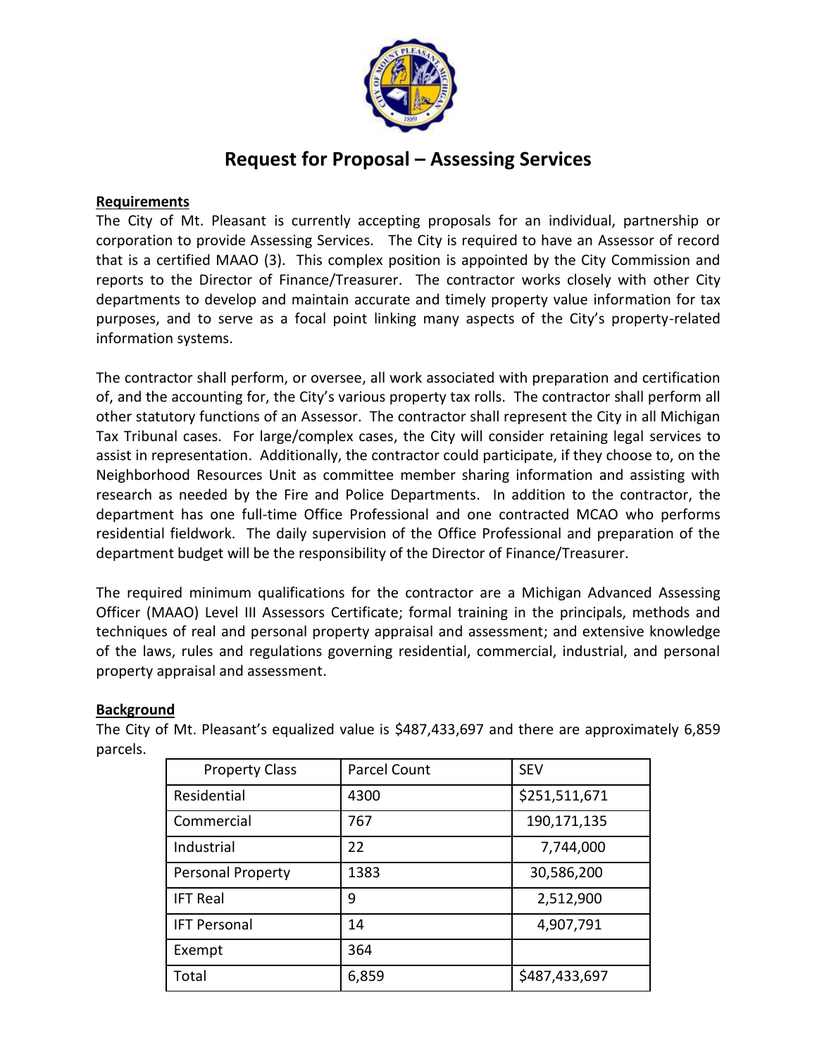# Request for Proposal – Assessing Services

**Requirements**

The City of Mt. Pleasant is currently accepting proposals for an individual, partnership or corporation to provide Assessing Services. The City is required to have an Assessor of record that is a certified MAAO (3). This complex position is appointed by the City Commission and reports to the Director of Finance/Treasurer. The contractor works closely with other City departments to develop and maintain accurate and timely property value information for tax purposes, and to serve as a focal point linking many aspects of the City's property-related information systems.

The contractor shall perform, or oversee, all work associated with preparation and certification of, and the accounting for, the City's various property tax rolls. The contractor shall perform all other statutory functions of an Assessor. The contractor shall represent the City in all Michigan Tax Tribunal cases. For large/complex cases, the City will consider retaining legal services to assist in representation. Additionally, the contractor could participate, if they choose to, on the Neighborhood Resources Unit as committee member sharing information and assisting with research as needed by the Fire and Police Departments. In addition to the contractor, the department has one full-time Office Professional and one contracted MCAO who performs residential fieldwork. The daily supervision of the Office Professional and preparation of the department budget will be the responsibility of the Director of Finance/Treasurer.

The required minimum qualifications for the contractor are a Michigan Advanced Assessing Officer (MAAO) Level III Assessors Certificate; formal training in the principals, methods and techniques of real and personal property appraisal and assessment; and extensive knowledge of the laws, rules and regulations governing residential, commercial, industrial, and personal property appraisal and assessment.

**Background**

The City of Mt. Pleasant's equalized value is $487,433,697 and there are approximately 6,859 parcels.

| Property Class | Parcel Count | SEV |
|---|---|---|
| Residential | 4300 | $251,511,671 |
| Commercial | 767 | 190,171,135 |
| Industrial | 22 | 7,744,000 |
| Personal Property | 1383 | 30,586,200 |
| IFT Real | 9 | 2,512,900 |
| IFT Personal | 14 | 4,907,791 |
| Exempt | 364 | |
| Total | 6,859 | $487,433,697 |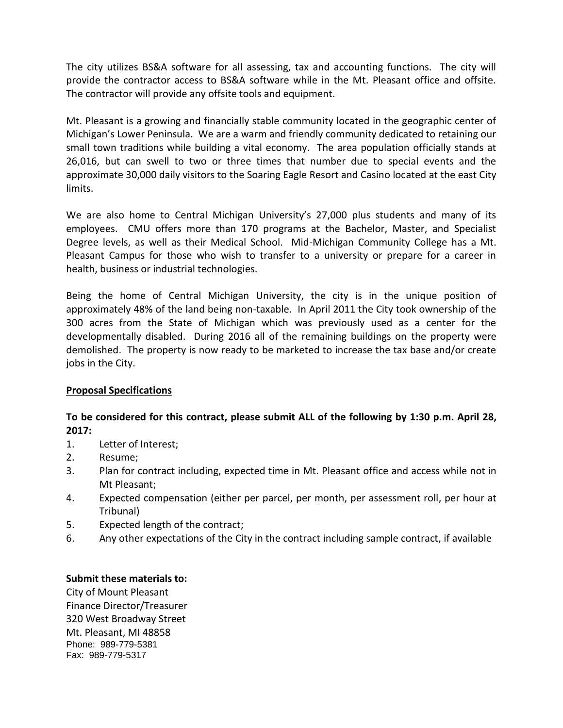The city utilizes BS&A software for all assessing, tax and accounting functions. The city will provide the contractor access to BS&A software while in the Mt. Pleasant office and offsite. The contractor will provide any offsite tools and equipment.

Mt. Pleasant is a growing and financially stable community located in the geographic center of Michigan's Lower Peninsula. We are a warm and friendly community dedicated to retaining our small town traditions while building a vital economy. The area population officially stands at 26,016, but can swell to two or three times that number due to special events and the approximate 30,000 daily visitors to the Soaring Eagle Resort and Casino located at the east City limits.

We are also home to Central Michigan University's 27,000 plus students and many of its employees. CMU offers more than 170 programs at the Bachelor, Master, and Specialist Degree levels, as well as their Medical School. Mid-Michigan Community College has a Mt. Pleasant Campus for those who wish to transfer to a university or prepare for a career in health, business or industrial technologies.

Being the home of Central Michigan University, the city is in the unique position of approximately 48% of the land being non-taxable. In April 2011 the City took ownership of the 300 acres from the State of Michigan which was previously used as a center for the developmentally disabled. During 2016 all of the remaining buildings on the property were demolished. The property is now ready to be marketed to increase the tax base and/or create jobs in the City.

## Proposal Specifications

**To be considered for this contract, please submit ALL of the following by 1:30 p.m. April 28, 2017:**

1. Letter of Interest;
2. Resume;
3. Plan for contract including, expected time in Mt. Pleasant office and access while not in Mt Pleasant;
4. Expected compensation (either per parcel, per month, per assessment roll, per hour at Tribunal)
5. Expected length of the contract;
6. Any other expectations of the City in the contract including sample contract, if available

**Submit these materials to:**

City of Mount Pleasant
Finance Director/Treasurer
320 West Broadway Street
Mt. Pleasant, MI 48858
Phone: 989-779-5381
Fax: 989-779-5317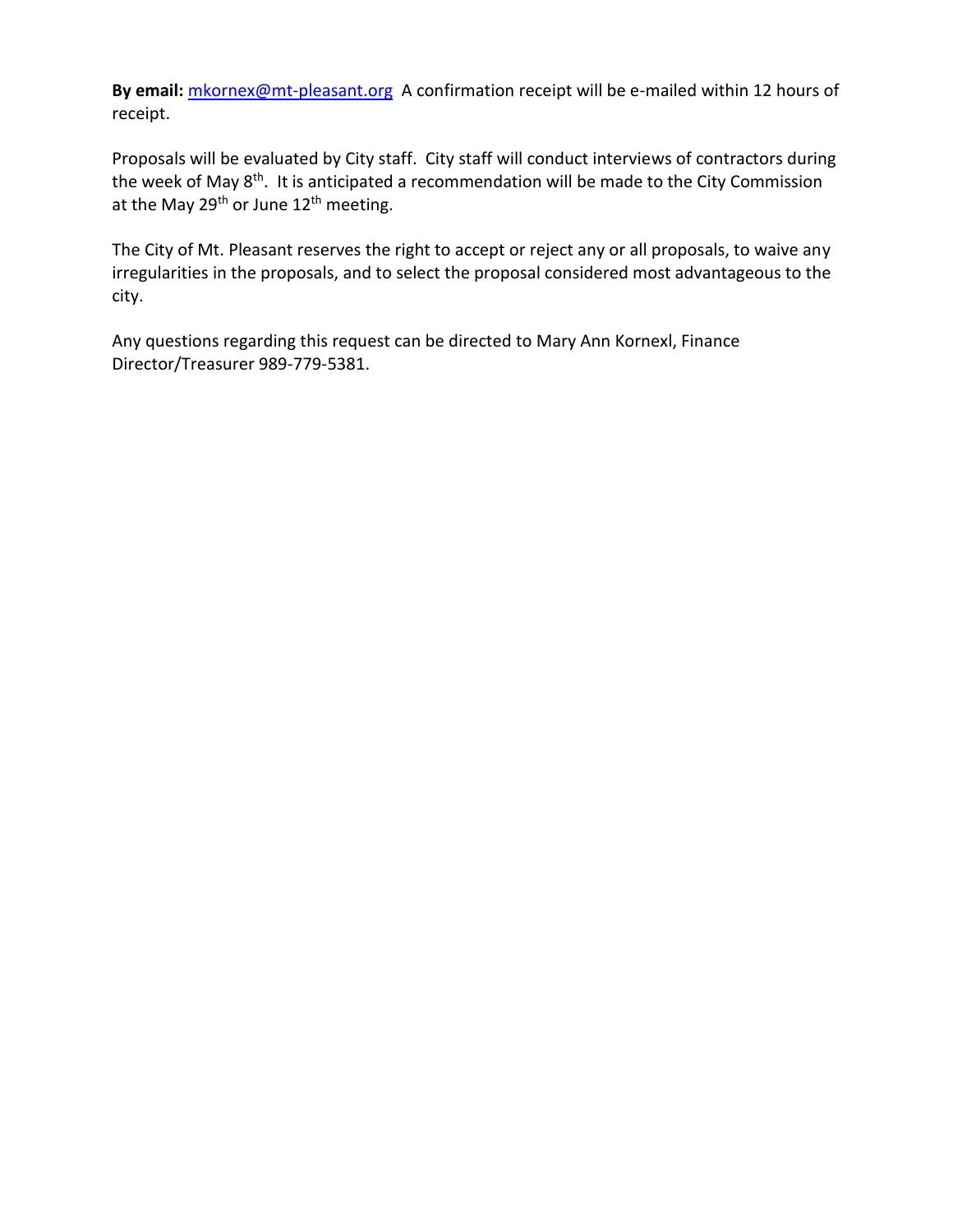**By email:** mkornex@mt-pleasant.org A confirmation receipt will be e-mailed within 12 hours of receipt.

Proposals will be evaluated by City staff. City staff will conduct interviews of contractors during the week of May 8th. It is anticipated a recommendation will be made to the City Commission at the May 29th or June 12th meeting.

The City of Mt. Pleasant reserves the right to accept or reject any or all proposals, to waive any irregularities in the proposals, and to select the proposal considered most advantageous to the city.

Any questions regarding this request can be directed to Mary Ann Kornexl, Finance Director/Treasurer 989-779-5381.